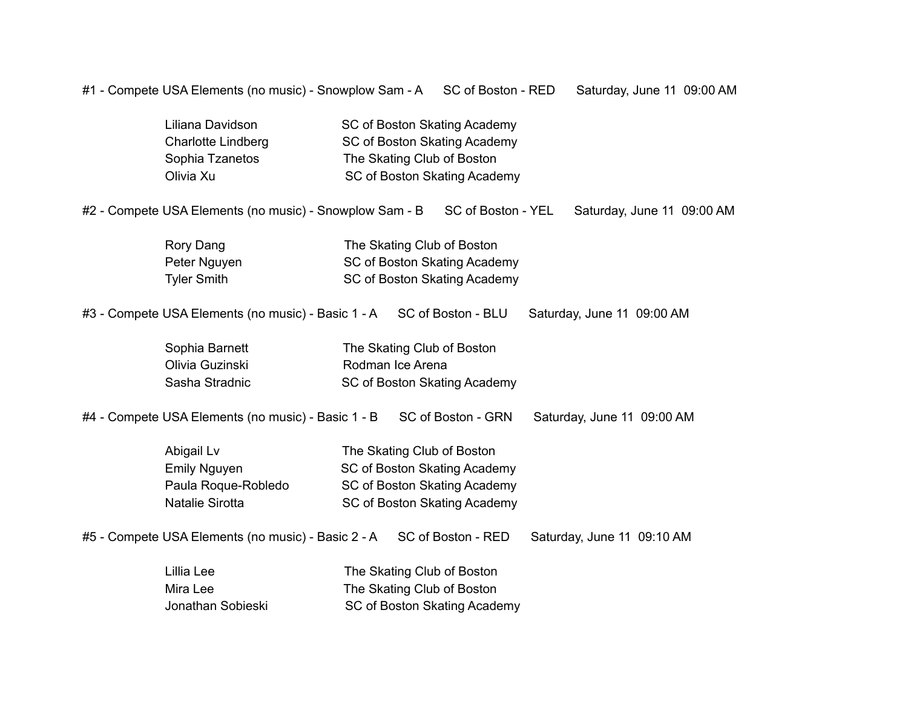#1 - Compete USA Elements (no music) - Snowplow Sam - A    SC of Boston - RED    Saturday, June 11  09:00 AM

| Skater | Club |
| --- | --- |
| Liliana Davidson | SC of Boston Skating Academy |
| Charlotte Lindberg | SC of Boston Skating Academy |
| Sophia Tzanetos | The Skating Club of Boston |
| Olivia Xu | SC of Boston Skating Academy |

#2 - Compete USA Elements (no music) - Snowplow Sam - B    SC of Boston - YEL    Saturday, June 11  09:00 AM

| Skater | Club |
| --- | --- |
| Rory Dang | The Skating Club of Boston |
| Peter Nguyen | SC of Boston Skating Academy |
| Tyler Smith | SC of Boston Skating Academy |

#3 - Compete USA Elements (no music) - Basic 1 - A    SC of Boston - BLU    Saturday, June 11  09:00 AM

| Skater | Club |
| --- | --- |
| Sophia Barnett | The Skating Club of Boston |
| Olivia Guzinski | Rodman Ice Arena |
| Sasha Stradnic | SC of Boston Skating Academy |

#4 - Compete USA Elements (no music) - Basic 1 - B    SC of Boston - GRN    Saturday, June 11  09:00 AM

| Skater | Club |
| --- | --- |
| Abigail Lv | The Skating Club of Boston |
| Emily Nguyen | SC of Boston Skating Academy |
| Paula Roque-Robledo | SC of Boston Skating Academy |
| Natalie Sirotta | SC of Boston Skating Academy |

#5 - Compete USA Elements (no music) - Basic 2 - A    SC of Boston - RED    Saturday, June 11  09:10 AM

| Skater | Club |
| --- | --- |
| Lillia Lee | The Skating Club of Boston |
| Mira Lee | The Skating Club of Boston |
| Jonathan Sobieski | SC of Boston Skating Academy |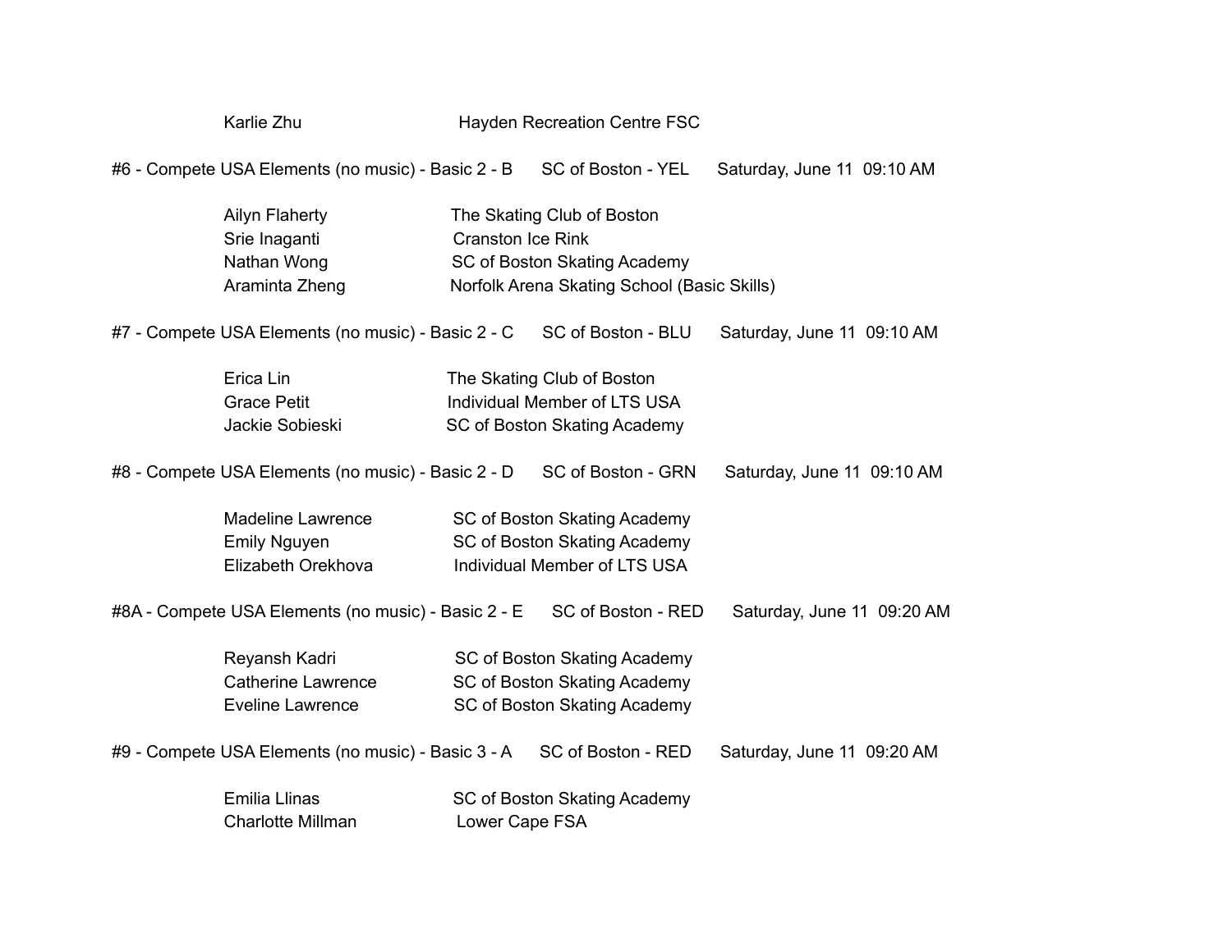Karlie Zhu — Hayden Recreation Centre FSC

#6 - Compete USA Elements (no music) - Basic 2 - B  SC of Boston - YEL  Saturday, June 11 09:10 AM

| | |
|---|---|
| Ailyn Flaherty | The Skating Club of Boston |
| Srie Inaganti | Cranston Ice Rink |
| Nathan Wong | SC of Boston Skating Academy |
| Araminta Zheng | Norfolk Arena Skating School (Basic Skills) |

#7 - Compete USA Elements (no music) - Basic 2 - C  SC of Boston - BLU  Saturday, June 11 09:10 AM

| | |
|---|---|
| Erica Lin | The Skating Club of Boston |
| Grace Petit | Individual Member of LTS USA |
| Jackie Sobieski | SC of Boston Skating Academy |

#8 - Compete USA Elements (no music) - Basic 2 - D  SC of Boston - GRN  Saturday, June 11 09:10 AM

| | |
|---|---|
| Madeline Lawrence | SC of Boston Skating Academy |
| Emily Nguyen | SC of Boston Skating Academy |
| Elizabeth Orekhova | Individual Member of LTS USA |

#8A - Compete USA Elements (no music) - Basic 2 - E  SC of Boston - RED  Saturday, June 11 09:20 AM

| | |
|---|---|
| Reyansh Kadri | SC of Boston Skating Academy |
| Catherine Lawrence | SC of Boston Skating Academy |
| Eveline Lawrence | SC of Boston Skating Academy |

#9 - Compete USA Elements (no music) - Basic 3 - A  SC of Boston - RED  Saturday, June 11 09:20 AM

| | |
|---|---|
| Emilia Llinas | SC of Boston Skating Academy |
| Charlotte Millman | Lower Cape FSA |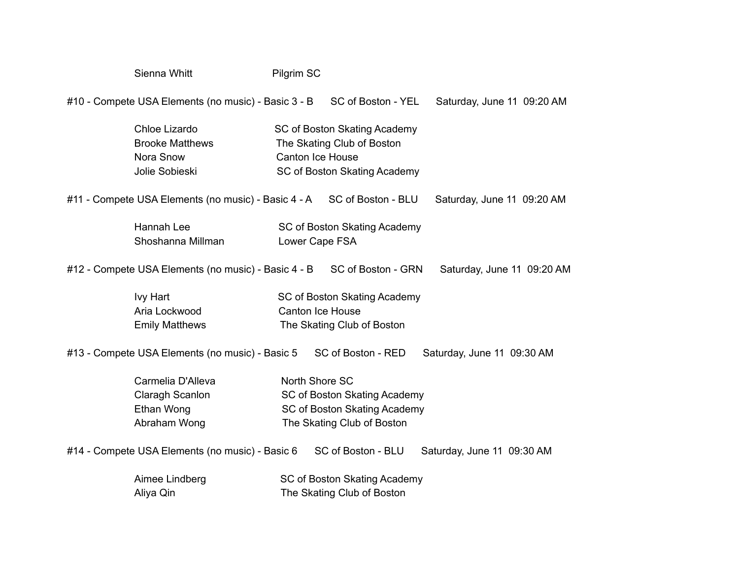| | |
|---|---|
| Sienna Whitt | Pilgrim SC |

#10 - Compete USA Elements (no music) - Basic 3 - B    SC of Boston - YEL    Saturday, June 11  09:20 AM

| | |
|---|---|
| Chloe Lizardo | SC of Boston Skating Academy |
| Brooke Matthews | The Skating Club of Boston |
| Nora Snow | Canton Ice House |
| Jolie Sobieski | SC of Boston Skating Academy |

#11 - Compete USA Elements (no music) - Basic 4 - A    SC of Boston - BLU    Saturday, June 11  09:20 AM

| | |
|---|---|
| Hannah Lee | SC of Boston Skating Academy |
| Shoshanna Millman | Lower Cape FSA |

#12 - Compete USA Elements (no music) - Basic 4 - B    SC of Boston - GRN    Saturday, June 11  09:20 AM

| | |
|---|---|
| Ivy Hart | SC of Boston Skating Academy |
| Aria Lockwood | Canton Ice House |
| Emily Matthews | The Skating Club of Boston |

#13 - Compete USA Elements (no music) - Basic 5    SC of Boston - RED    Saturday, June 11  09:30 AM

| | |
|---|---|
| Carmelia D'Alleva | North Shore SC |
| Claragh Scanlon | SC of Boston Skating Academy |
| Ethan Wong | SC of Boston Skating Academy |
| Abraham Wong | The Skating Club of Boston |

#14 - Compete USA Elements (no music) - Basic 6    SC of Boston - BLU    Saturday, June 11  09:30 AM

| | |
|---|---|
| Aimee Lindberg | SC of Boston Skating Academy |
| Aliya Qin | The Skating Club of Boston |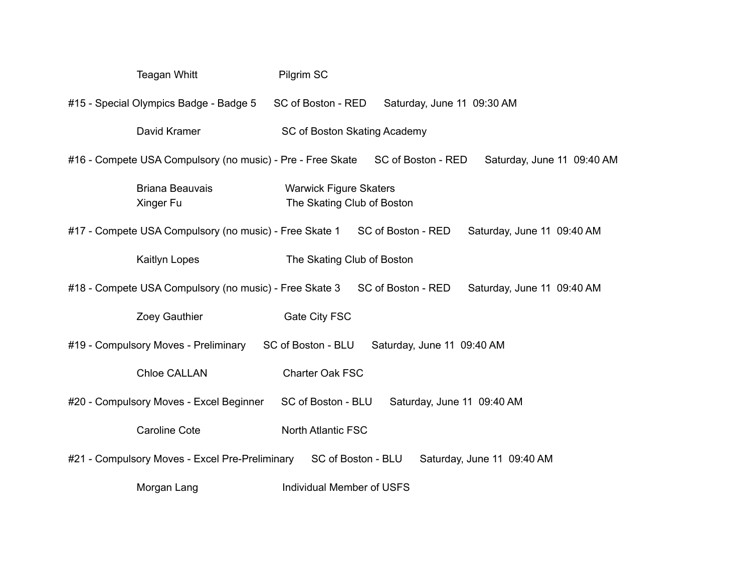Teagan Whitt	Pilgrim SC

#15 - Special Olympics Badge - Badge 5	SC of Boston - RED	Saturday, June 11 09:30 AM

David Kramer	SC of Boston Skating Academy

#16 - Compete USA Compulsory (no music) - Pre - Free Skate	SC of Boston - RED	Saturday, June 11 09:40 AM

Briana Beauvais	Warwick Figure Skaters
Xinger Fu	The Skating Club of Boston

#17 - Compete USA Compulsory (no music) - Free Skate 1	SC of Boston - RED	Saturday, June 11 09:40 AM

Kaitlyn Lopes	The Skating Club of Boston

#18 - Compete USA Compulsory (no music) - Free Skate 3	SC of Boston - RED	Saturday, June 11 09:40 AM

Zoey Gauthier	Gate City FSC

#19 - Compulsory Moves - Preliminary	SC of Boston - BLU	Saturday, June 11 09:40 AM

Chloe CALLAN	Charter Oak FSC

#20 - Compulsory Moves - Excel Beginner	SC of Boston - BLU	Saturday, June 11 09:40 AM

Caroline Cote	North Atlantic FSC

#21 - Compulsory Moves - Excel Pre-Preliminary	SC of Boston - BLU	Saturday, June 11 09:40 AM

Morgan Lang	Individual Member of USFS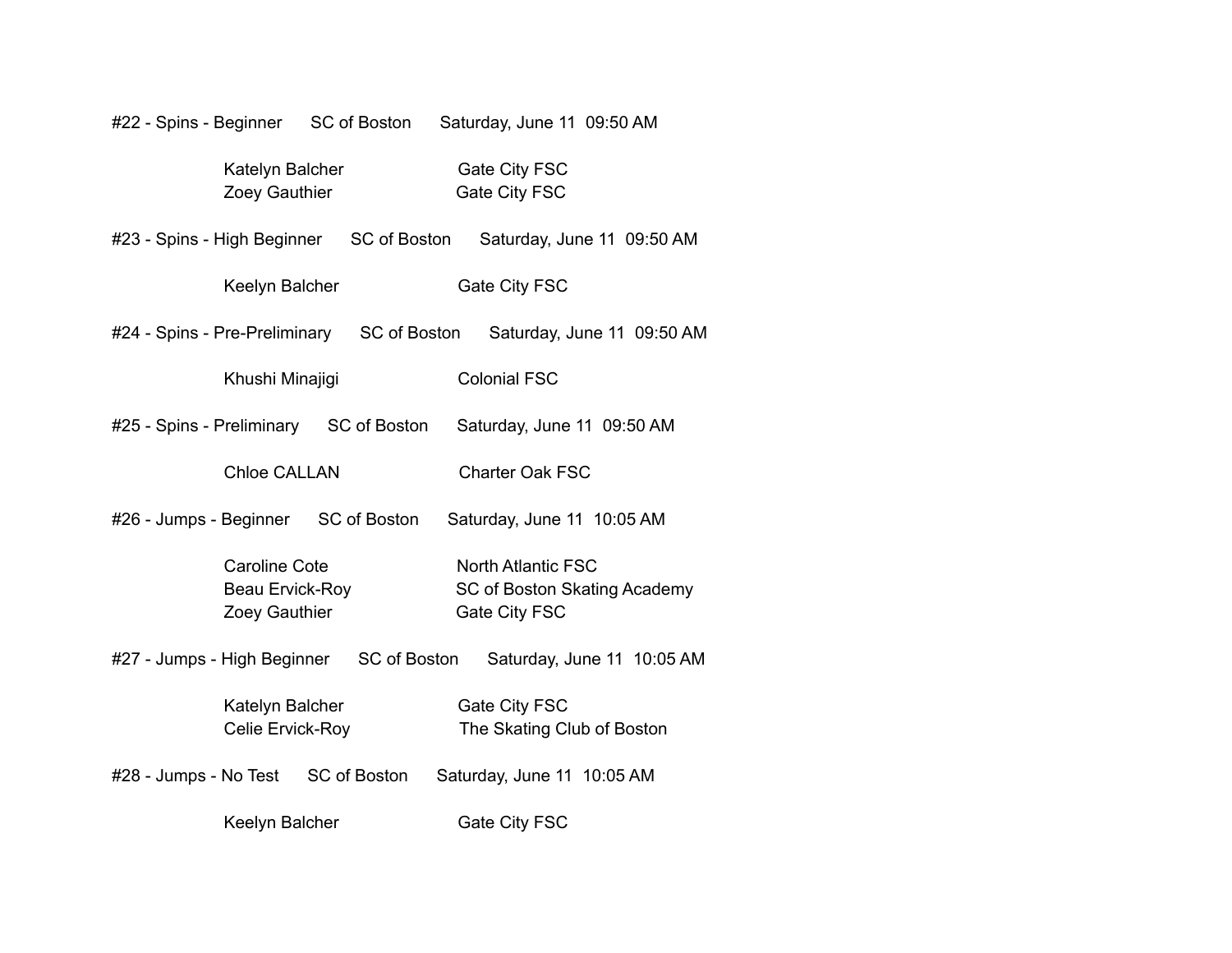#22 - Spins - Beginner      SC of Boston      Saturday, June 11  09:50 AM

| | |
|---|---|
| Katelyn Balcher | Gate City FSC |
| Zoey Gauthier | Gate City FSC |

#23 - Spins - High Beginner      SC of Boston      Saturday, June 11  09:50 AM

| | |
|---|---|
| Keelyn Balcher | Gate City FSC |

#24 - Spins - Pre-Preliminary      SC of Boston      Saturday, June 11  09:50 AM

| | |
|---|---|
| Khushi Minajigi | Colonial FSC |

#25 - Spins - Preliminary      SC of Boston      Saturday, June 11  09:50 AM

| | |
|---|---|
| Chloe CALLAN | Charter Oak FSC |

#26 - Jumps - Beginner      SC of Boston      Saturday, June 11  10:05 AM

| | |
|---|---|
| Caroline Cote | North Atlantic FSC |
| Beau Ervick-Roy | SC of Boston Skating Academy |
| Zoey Gauthier | Gate City FSC |

#27 - Jumps - High Beginner      SC of Boston      Saturday, June 11  10:05 AM

| | |
|---|---|
| Katelyn Balcher | Gate City FSC |
| Celie Ervick-Roy | The Skating Club of Boston |

#28 - Jumps - No Test      SC of Boston      Saturday, June 11  10:05 AM

| | |
|---|---|
| Keelyn Balcher | Gate City FSC |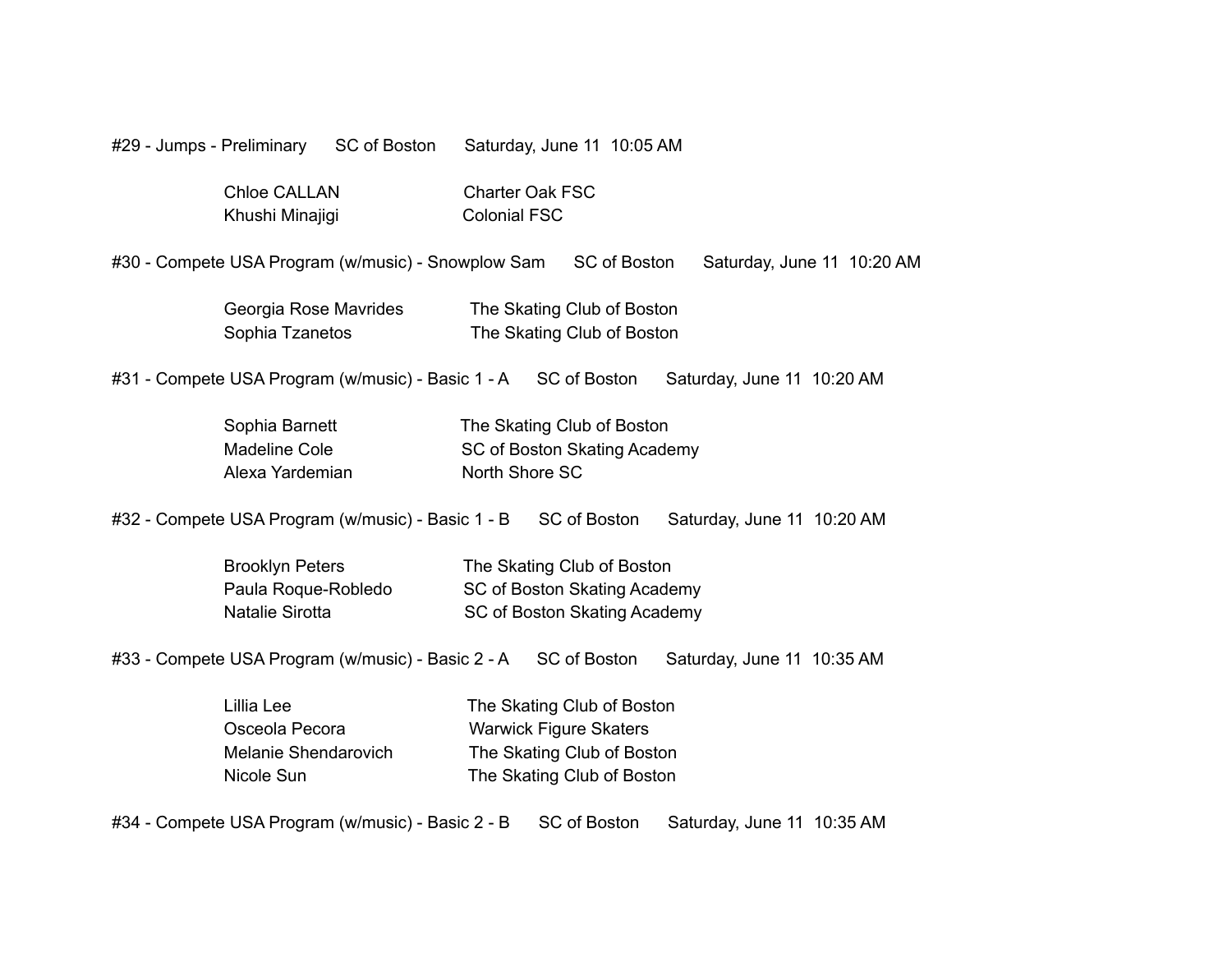#29 - Jumps - Preliminary SC of Boston Saturday, June 11 10:05 AM

| | |
|---|---|
| Chloe CALLAN | Charter Oak FSC |
| Khushi Minajigi | Colonial FSC |

#30 - Compete USA Program (w/music) - Snowplow Sam SC of Boston Saturday, June 11 10:20 AM

| | |
|---|---|
| Georgia Rose Mavrides | The Skating Club of Boston |
| Sophia Tzanetos | The Skating Club of Boston |

#31 - Compete USA Program (w/music) - Basic 1 - A SC of Boston Saturday, June 11 10:20 AM

| | |
|---|---|
| Sophia Barnett | The Skating Club of Boston |
| Madeline Cole | SC of Boston Skating Academy |
| Alexa Yardemian | North Shore SC |

#32 - Compete USA Program (w/music) - Basic 1 - B SC of Boston Saturday, June 11 10:20 AM

| | |
|---|---|
| Brooklyn Peters | The Skating Club of Boston |
| Paula Roque-Robledo | SC of Boston Skating Academy |
| Natalie Sirotta | SC of Boston Skating Academy |

#33 - Compete USA Program (w/music) - Basic 2 - A SC of Boston Saturday, June 11 10:35 AM

| | |
|---|---|
| Lillia Lee | The Skating Club of Boston |
| Osceola Pecora | Warwick Figure Skaters |
| Melanie Shendarovich | The Skating Club of Boston |
| Nicole Sun | The Skating Club of Boston |

#34 - Compete USA Program (w/music) - Basic 2 - B SC of Boston Saturday, June 11 10:35 AM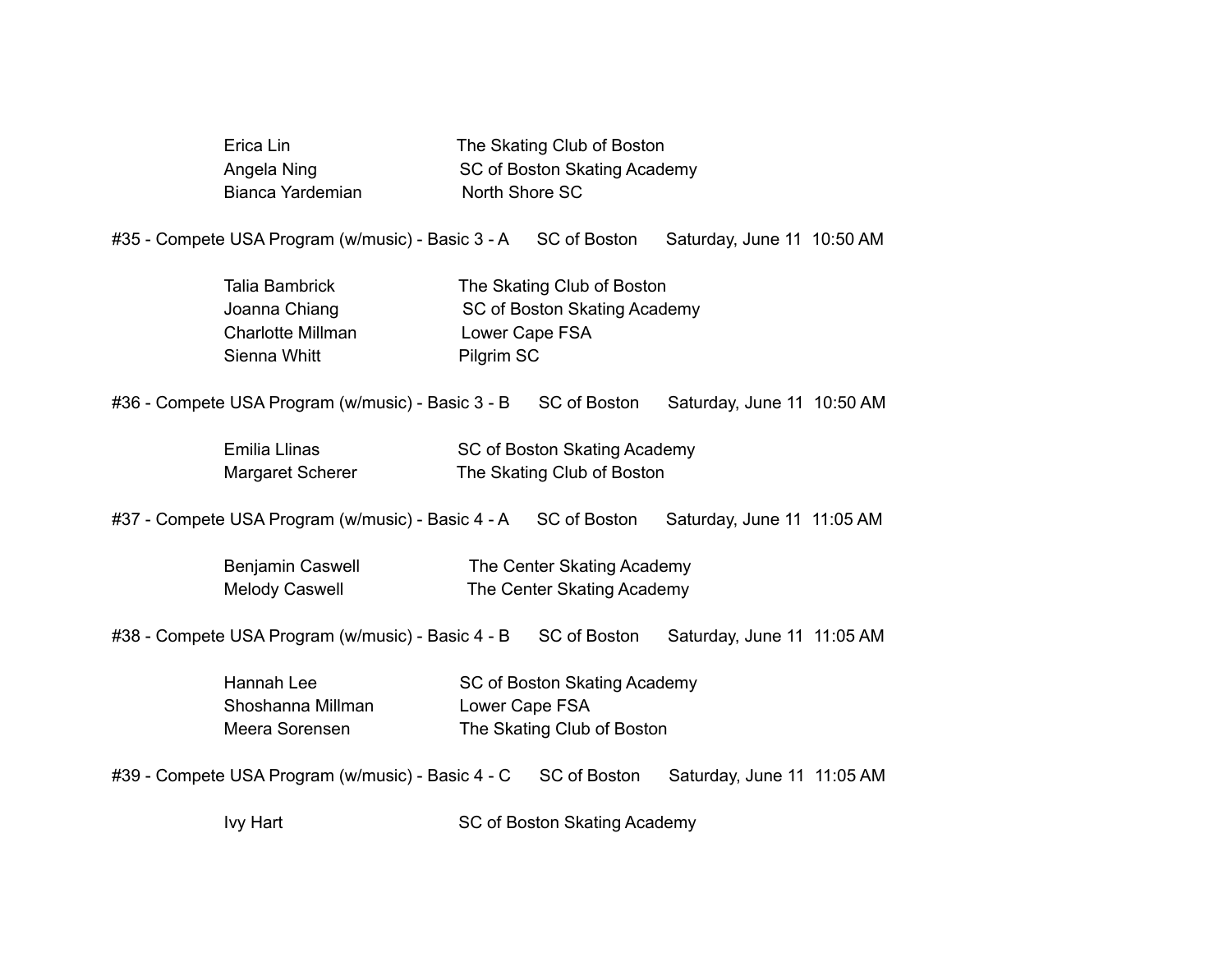| | |
|---|---|
| Erica Lin | The Skating Club of Boston |
| Angela Ning | SC of Boston Skating Academy |
| Bianca Yardemian | North Shore SC |

#35 - Compete USA Program (w/music) - Basic 3 - A    SC of Boston    Saturday, June 11  10:50 AM

| | |
|---|---|
| Talia Bambrick | The Skating Club of Boston |
| Joanna Chiang | SC of Boston Skating Academy |
| Charlotte Millman | Lower Cape FSA |
| Sienna Whitt | Pilgrim SC |

#36 - Compete USA Program (w/music) - Basic 3 - B    SC of Boston    Saturday, June 11  10:50 AM

| | |
|---|---|
| Emilia Llinas | SC of Boston Skating Academy |
| Margaret Scherer | The Skating Club of Boston |

#37 - Compete USA Program (w/music) - Basic 4 - A    SC of Boston    Saturday, June 11  11:05 AM

| | |
|---|---|
| Benjamin Caswell | The Center Skating Academy |
| Melody Caswell | The Center Skating Academy |

#38 - Compete USA Program (w/music) - Basic 4 - B    SC of Boston    Saturday, June 11  11:05 AM

| | |
|---|---|
| Hannah Lee | SC of Boston Skating Academy |
| Shoshanna Millman | Lower Cape FSA |
| Meera Sorensen | The Skating Club of Boston |

#39 - Compete USA Program (w/music) - Basic 4 - C    SC of Boston    Saturday, June 11  11:05 AM

| | |
|---|---|
| Ivy Hart | SC of Boston Skating Academy |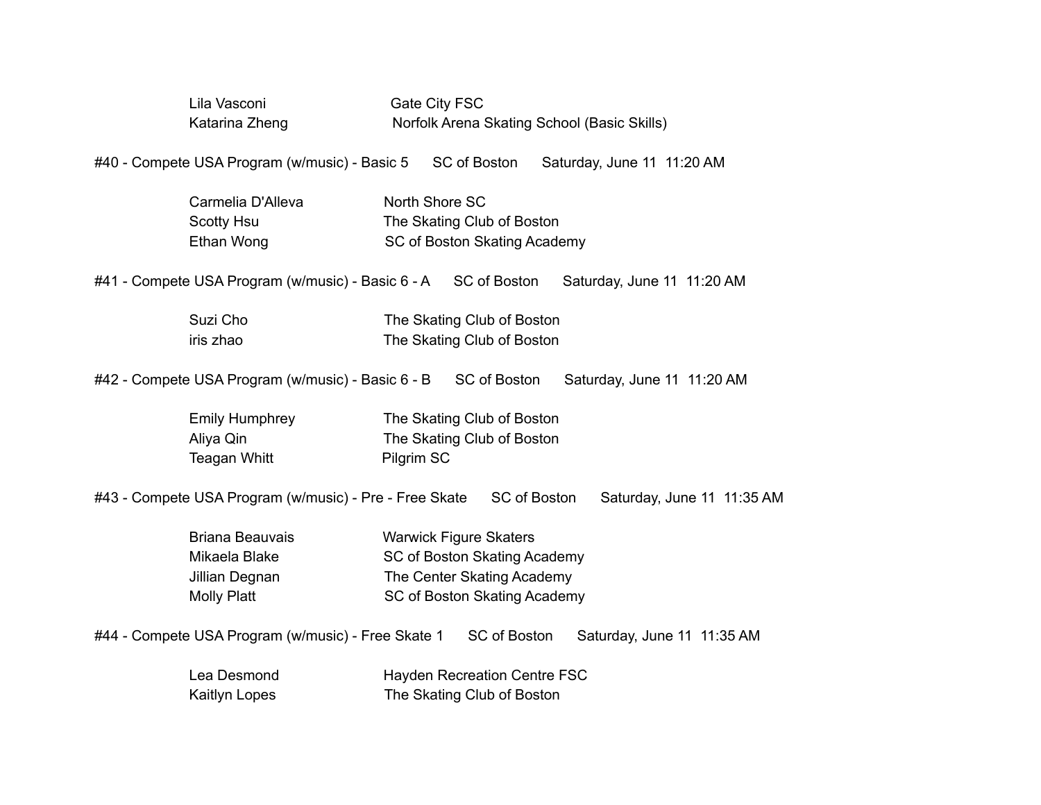Lila Vasconi — Gate City FSC
Katarina Zheng — Norfolk Arena Skating School (Basic Skills)

#40 - Compete USA Program (w/music) - Basic 5 SC of Boston Saturday, June 11 11:20 AM

Carmelia D'Alleva — North Shore SC
Scotty Hsu — The Skating Club of Boston
Ethan Wong — SC of Boston Skating Academy

#41 - Compete USA Program (w/music) - Basic 6 - A SC of Boston Saturday, June 11 11:20 AM

Suzi Cho — The Skating Club of Boston
iris zhao — The Skating Club of Boston

#42 - Compete USA Program (w/music) - Basic 6 - B SC of Boston Saturday, June 11 11:20 AM

Emily Humphrey — The Skating Club of Boston
Aliya Qin — The Skating Club of Boston
Teagan Whitt — Pilgrim SC

#43 - Compete USA Program (w/music) - Pre - Free Skate SC of Boston Saturday, June 11 11:35 AM

Briana Beauvais — Warwick Figure Skaters
Mikaela Blake — SC of Boston Skating Academy
Jillian Degnan — The Center Skating Academy
Molly Platt — SC of Boston Skating Academy

#44 - Compete USA Program (w/music) - Free Skate 1 SC of Boston Saturday, June 11 11:35 AM

Lea Desmond — Hayden Recreation Centre FSC
Kaitlyn Lopes — The Skating Club of Boston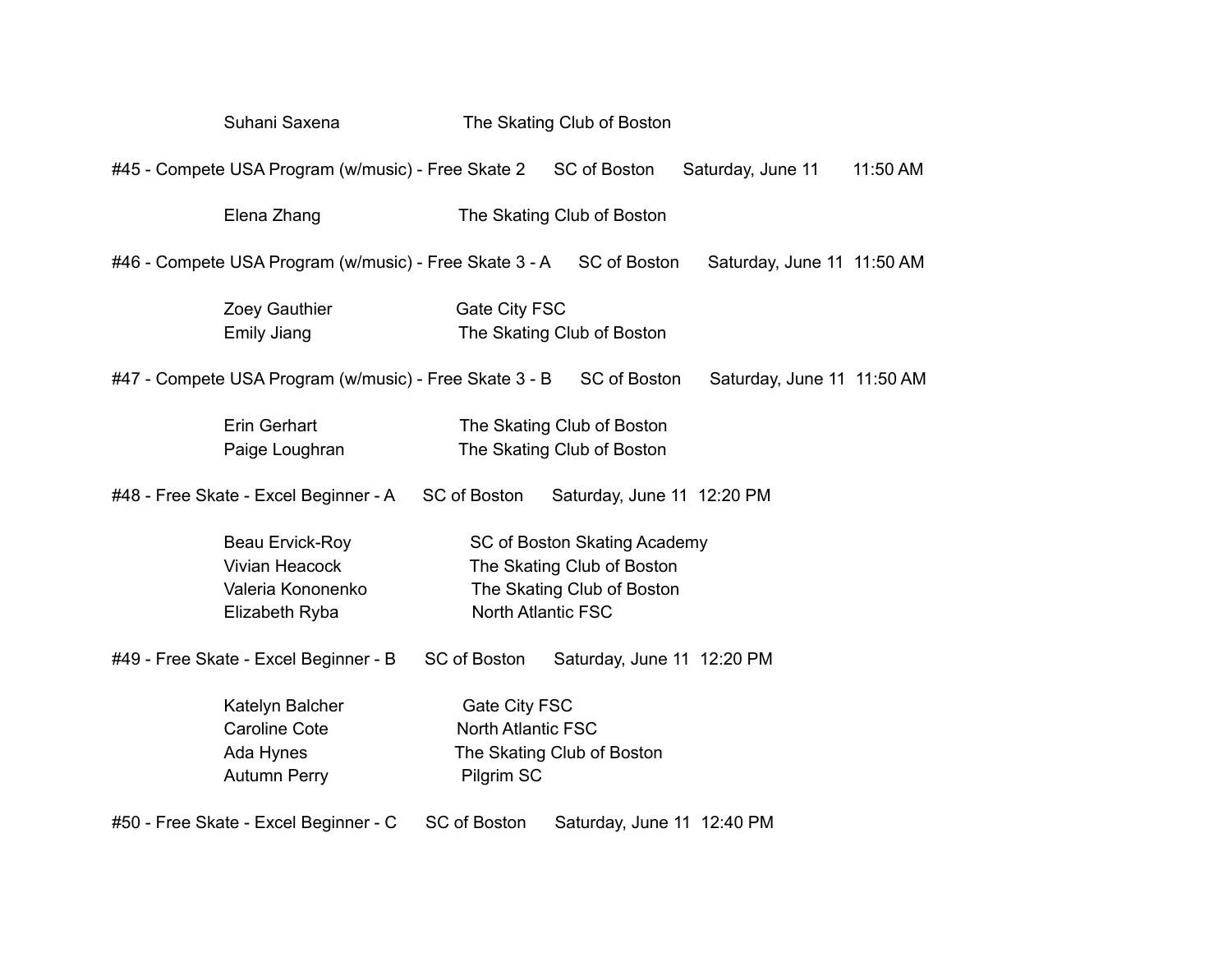Suhani Saxena The Skating Club of Boston

#45 - Compete USA Program (w/music) - Free Skate 2 SC of Boston Saturday, June 11 11:50 AM

Elena Zhang The Skating Club of Boston

#46 - Compete USA Program (w/music) - Free Skate 3 - A SC of Boston Saturday, June 11 11:50 AM

Zoey Gauthier Gate City FSC
Emily Jiang The Skating Club of Boston

#47 - Compete USA Program (w/music) - Free Skate 3 - B SC of Boston Saturday, June 11 11:50 AM

Erin Gerhart The Skating Club of Boston
Paige Loughran The Skating Club of Boston

#48 - Free Skate - Excel Beginner - A SC of Boston Saturday, June 11 12:20 PM

Beau Ervick-Roy SC of Boston Skating Academy
Vivian Heacock The Skating Club of Boston
Valeria Kononenko The Skating Club of Boston
Elizabeth Ryba North Atlantic FSC

#49 - Free Skate - Excel Beginner - B SC of Boston Saturday, June 11 12:20 PM

Katelyn Balcher Gate City FSC
Caroline Cote North Atlantic FSC
Ada Hynes The Skating Club of Boston
Autumn Perry Pilgrim SC

#50 - Free Skate - Excel Beginner - C SC of Boston Saturday, June 11 12:40 PM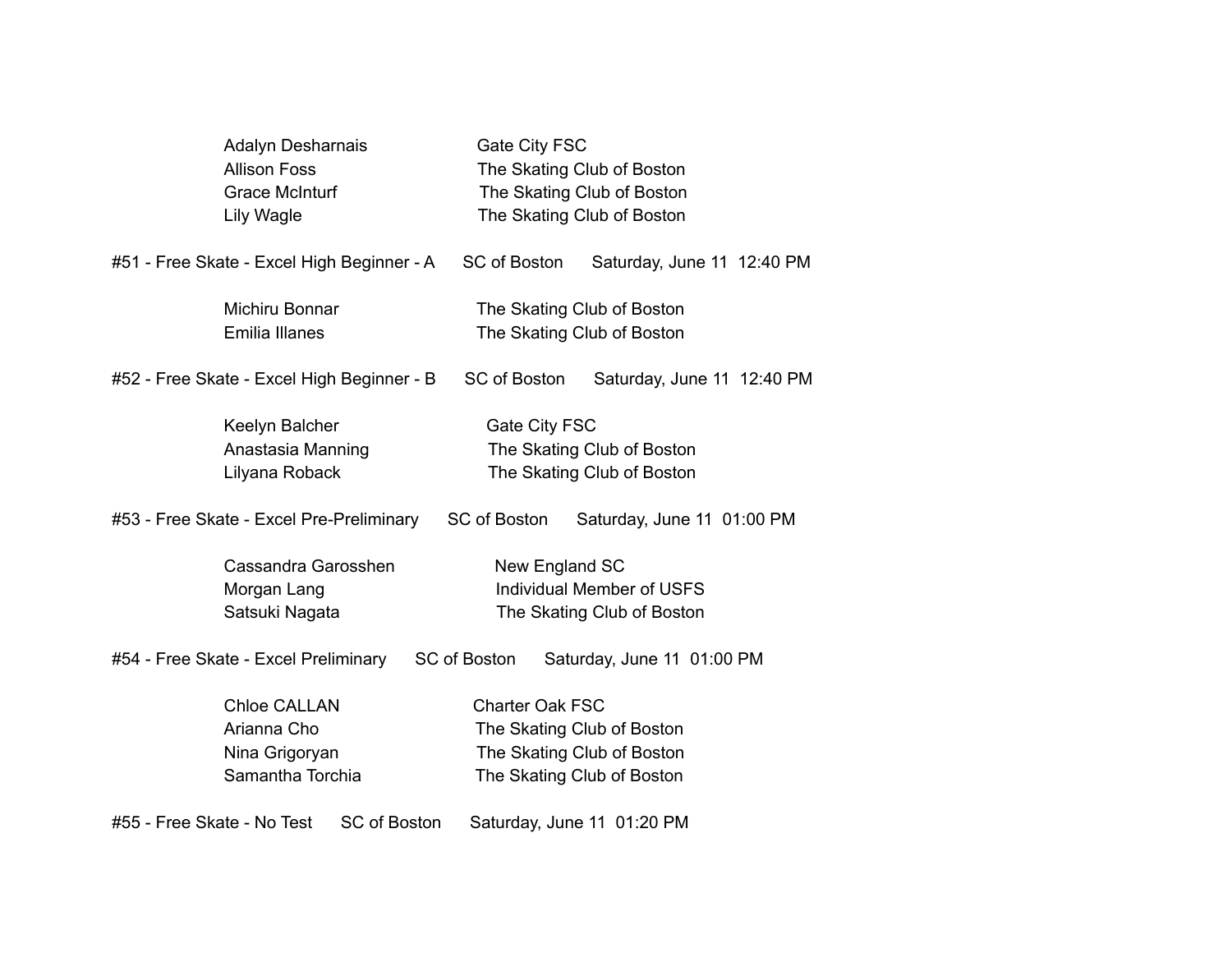| | |
|---|---|
| Adalyn Desharnais | Gate City FSC |
| Allison Foss | The Skating Club of Boston |
| Grace McInturf | The Skating Club of Boston |
| Lily Wagle | The Skating Club of Boston |

#51 - Free Skate - Excel High Beginner - A      SC of Boston      Saturday, June 11  12:40 PM

| | |
|---|---|
| Michiru Bonnar | The Skating Club of Boston |
| Emilia Illanes | The Skating Club of Boston |

#52 - Free Skate - Excel High Beginner - B      SC of Boston      Saturday, June 11  12:40 PM

| | |
|---|---|
| Keelyn Balcher | Gate City FSC |
| Anastasia Manning | The Skating Club of Boston |
| Lilyana Roback | The Skating Club of Boston |

#53 - Free Skate - Excel Pre-Preliminary      SC of Boston      Saturday, June 11  01:00 PM

| | |
|---|---|
| Cassandra Garosshen | New England SC |
| Morgan Lang | Individual Member of USFS |
| Satsuki Nagata | The Skating Club of Boston |

#54 - Free Skate - Excel Preliminary      SC of Boston      Saturday, June 11  01:00 PM

| | |
|---|---|
| Chloe CALLAN | Charter Oak FSC |
| Arianna Cho | The Skating Club of Boston |
| Nina Grigoryan | The Skating Club of Boston |
| Samantha Torchia | The Skating Club of Boston |

#55 - Free Skate - No Test      SC of Boston      Saturday, June 11  01:20 PM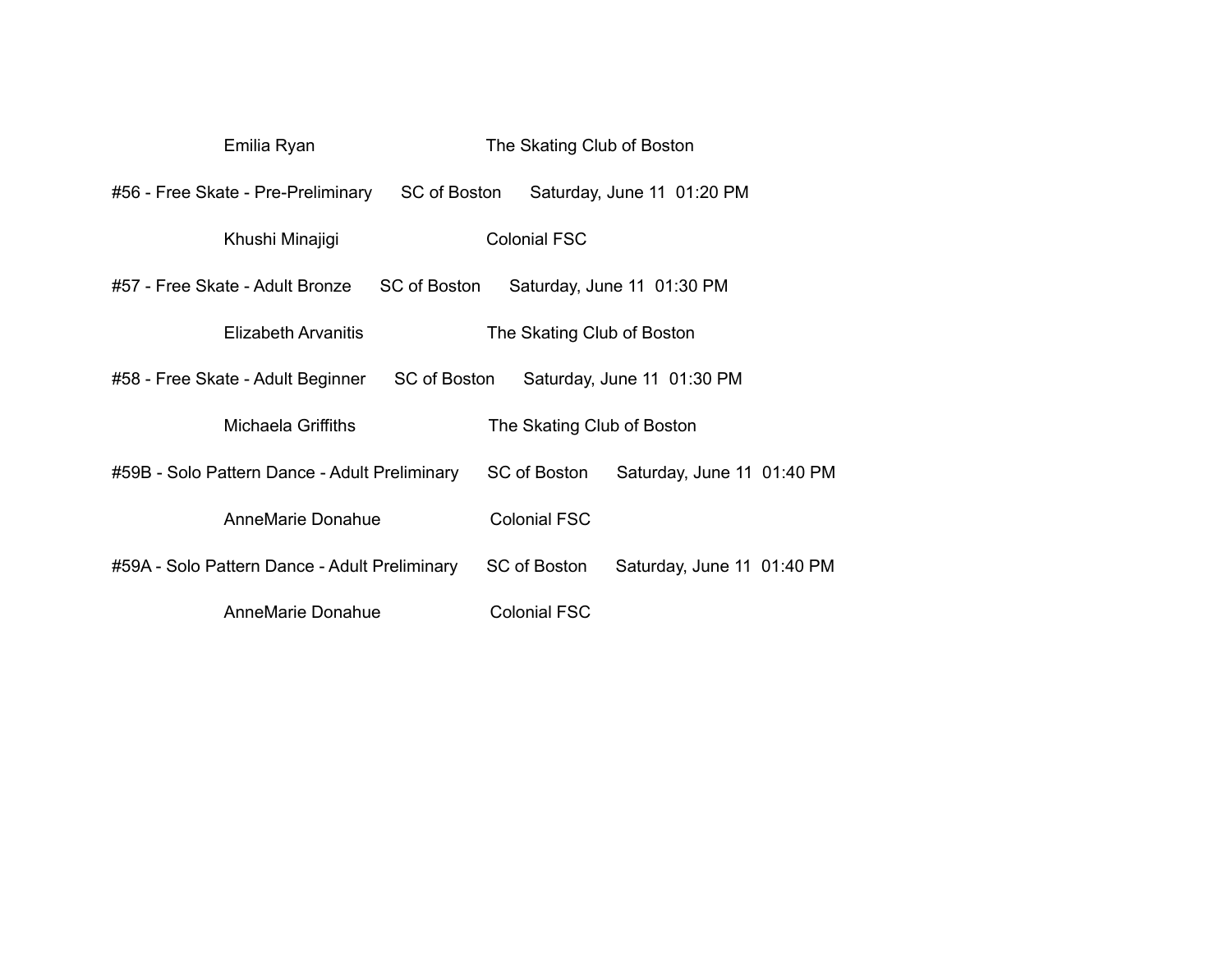Emilia Ryan — The Skating Club of Boston

#56 - Free Skate - Pre-Preliminary — SC of Boston — Saturday, June 11 01:20 PM

Khushi Minajigi — Colonial FSC

#57 - Free Skate - Adult Bronze — SC of Boston — Saturday, June 11 01:30 PM

Elizabeth Arvanitis — The Skating Club of Boston

#58 - Free Skate - Adult Beginner — SC of Boston — Saturday, June 11 01:30 PM

Michaela Griffiths — The Skating Club of Boston

#59B - Solo Pattern Dance - Adult Preliminary — SC of Boston — Saturday, June 11 01:40 PM

AnneMarie Donahue — Colonial FSC

#59A - Solo Pattern Dance - Adult Preliminary — SC of Boston — Saturday, June 11 01:40 PM

AnneMarie Donahue — Colonial FSC